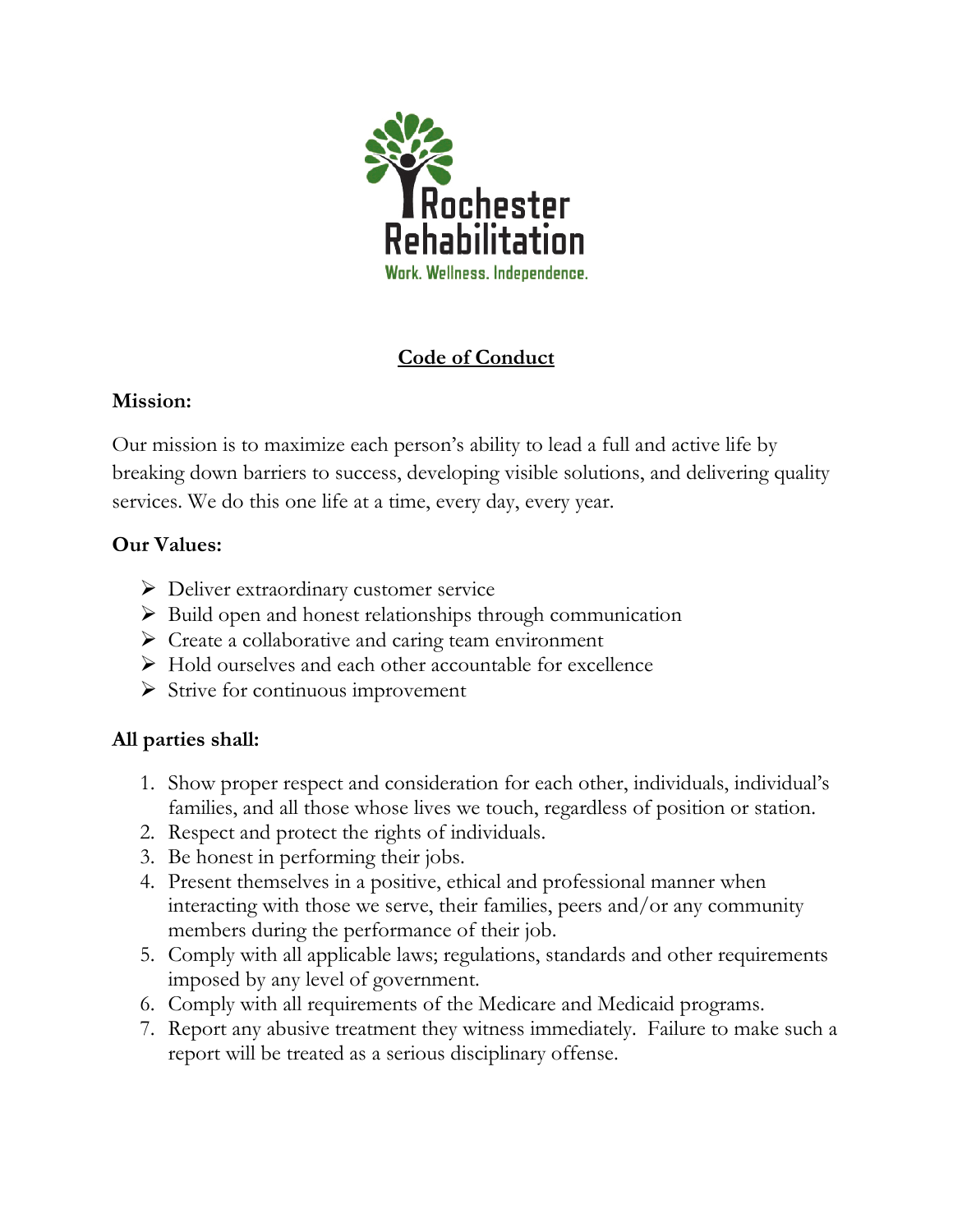Rochester Rehabilitation

Work. Wellness. Independence.

# Code of Conduct

**Mission:**

Our mission is to maximize each person's ability to lead a full and active life by breaking down barriers to success, developing visible solutions, and delivering quality services. We do this one life at a time, every day, every year.

**Our Values:**

- Deliver extraordinary customer service
- Build open and honest relationships through communication
- Create a collaborative and caring team environment
- Hold ourselves and each other accountable for excellence
- Strive for continuous improvement

**All parties shall:**

1. Show proper respect and consideration for each other, individuals, individual's families, and all those whose lives we touch, regardless of position or station.
2. Respect and protect the rights of individuals.
3. Be honest in performing their jobs.
4. Present themselves in a positive, ethical and professional manner when interacting with those we serve, their families, peers and/or any community members during the performance of their job.
5. Comply with all applicable laws; regulations, standards and other requirements imposed by any level of government.
6. Comply with all requirements of the Medicare and Medicaid programs.
7. Report any abusive treatment they witness immediately. Failure to make such a report will be treated as a serious disciplinary offense.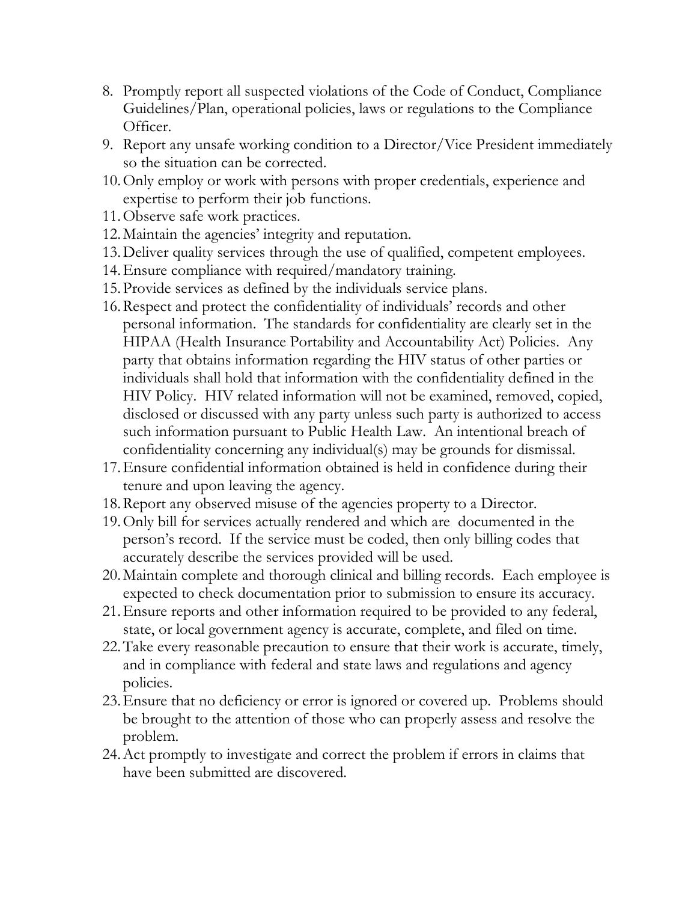8. Promptly report all suspected violations of the Code of Conduct, Compliance Guidelines/Plan, operational policies, laws or regulations to the Compliance Officer.
9. Report any unsafe working condition to a Director/Vice President immediately so the situation can be corrected.
10. Only employ or work with persons with proper credentials, experience and expertise to perform their job functions.
11. Observe safe work practices.
12. Maintain the agencies' integrity and reputation.
13. Deliver quality services through the use of qualified, competent employees.
14. Ensure compliance with required/mandatory training.
15. Provide services as defined by the individuals service plans.
16. Respect and protect the confidentiality of individuals' records and other personal information. The standards for confidentiality are clearly set in the HIPAA (Health Insurance Portability and Accountability Act) Policies. Any party that obtains information regarding the HIV status of other parties or individuals shall hold that information with the confidentiality defined in the HIV Policy. HIV related information will not be examined, removed, copied, disclosed or discussed with any party unless such party is authorized to access such information pursuant to Public Health Law. An intentional breach of confidentiality concerning any individual(s) may be grounds for dismissal.
17. Ensure confidential information obtained is held in confidence during their tenure and upon leaving the agency.
18. Report any observed misuse of the agencies property to a Director.
19. Only bill for services actually rendered and which are documented in the person's record. If the service must be coded, then only billing codes that accurately describe the services provided will be used.
20. Maintain complete and thorough clinical and billing records. Each employee is expected to check documentation prior to submission to ensure its accuracy.
21. Ensure reports and other information required to be provided to any federal, state, or local government agency is accurate, complete, and filed on time.
22. Take every reasonable precaution to ensure that their work is accurate, timely, and in compliance with federal and state laws and regulations and agency policies.
23. Ensure that no deficiency or error is ignored or covered up. Problems should be brought to the attention of those who can properly assess and resolve the problem.
24. Act promptly to investigate and correct the problem if errors in claims that have been submitted are discovered.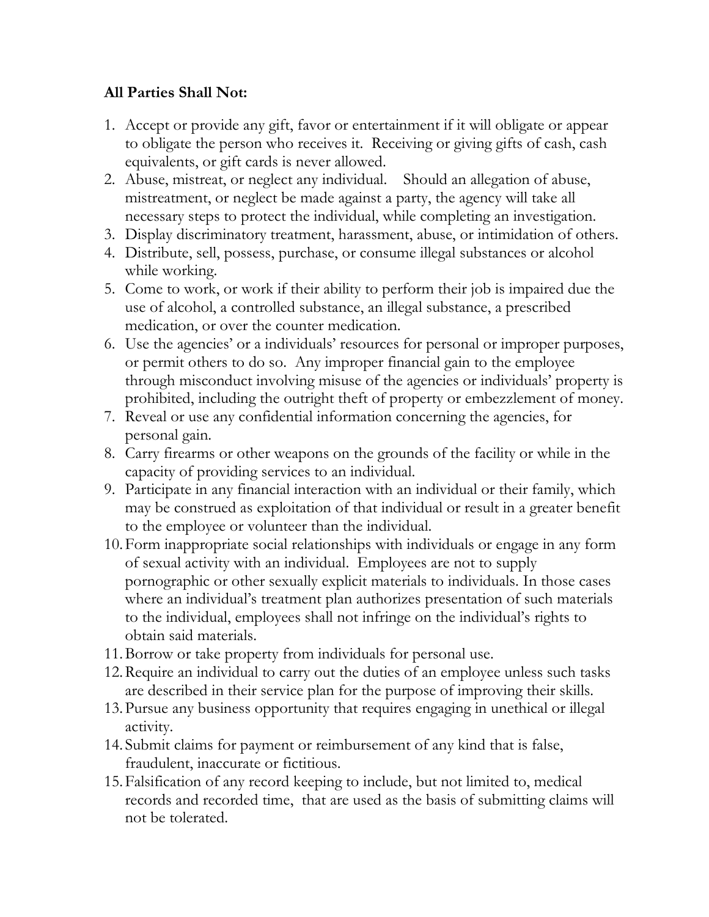**All Parties Shall Not:**

1. Accept or provide any gift, favor or entertainment if it will obligate or appear to obligate the person who receives it. Receiving or giving gifts of cash, cash equivalents, or gift cards is never allowed.
2. Abuse, mistreat, or neglect any individual. Should an allegation of abuse, mistreatment, or neglect be made against a party, the agency will take all necessary steps to protect the individual, while completing an investigation.
3. Display discriminatory treatment, harassment, abuse, or intimidation of others.
4. Distribute, sell, possess, purchase, or consume illegal substances or alcohol while working.
5. Come to work, or work if their ability to perform their job is impaired due the use of alcohol, a controlled substance, an illegal substance, a prescribed medication, or over the counter medication.
6. Use the agencies' or a individuals' resources for personal or improper purposes, or permit others to do so. Any improper financial gain to the employee through misconduct involving misuse of the agencies or individuals' property is prohibited, including the outright theft of property or embezzlement of money.
7. Reveal or use any confidential information concerning the agencies, for personal gain.
8. Carry firearms or other weapons on the grounds of the facility or while in the capacity of providing services to an individual.
9. Participate in any financial interaction with an individual or their family, which may be construed as exploitation of that individual or result in a greater benefit to the employee or volunteer than the individual.
10. Form inappropriate social relationships with individuals or engage in any form of sexual activity with an individual. Employees are not to supply pornographic or other sexually explicit materials to individuals. In those cases where an individual's treatment plan authorizes presentation of such materials to the individual, employees shall not infringe on the individual's rights to obtain said materials.
11. Borrow or take property from individuals for personal use.
12. Require an individual to carry out the duties of an employee unless such tasks are described in their service plan for the purpose of improving their skills.
13. Pursue any business opportunity that requires engaging in unethical or illegal activity.
14. Submit claims for payment or reimbursement of any kind that is false, fraudulent, inaccurate or fictitious.
15. Falsification of any record keeping to include, but not limited to, medical records and recorded time, that are used as the basis of submitting claims will not be tolerated.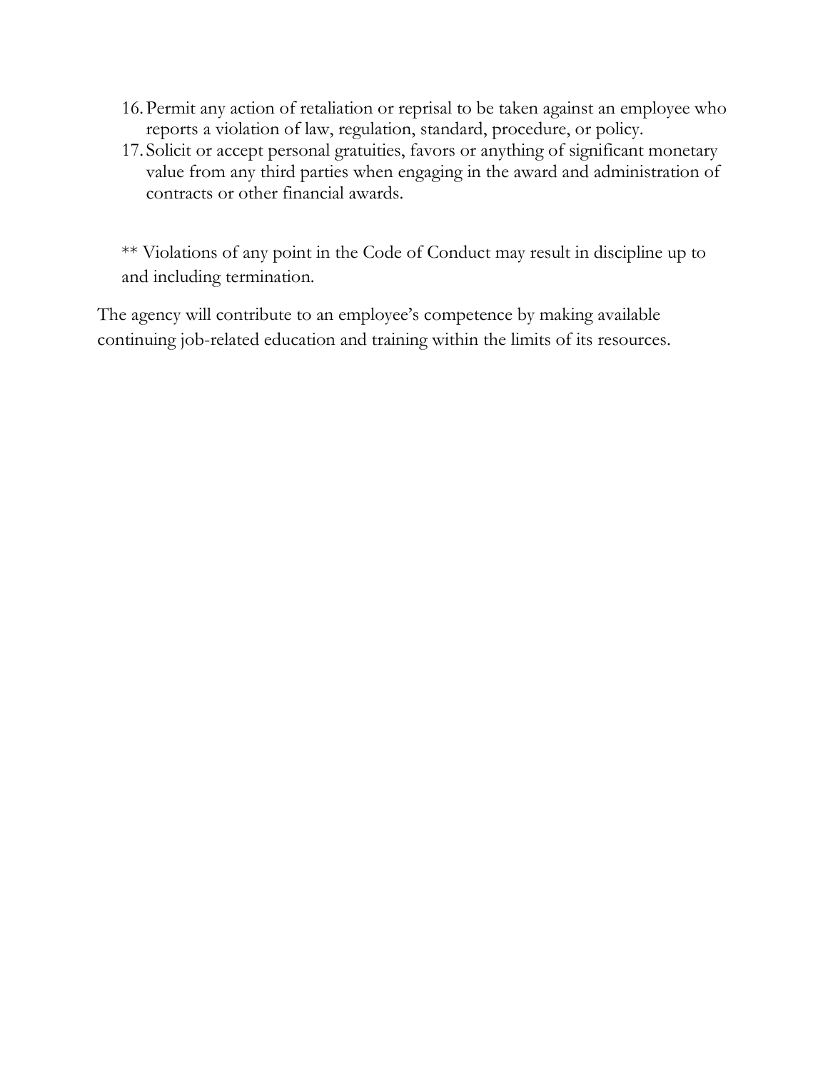16. Permit any action of retaliation or reprisal to be taken against an employee who reports a violation of law, regulation, standard, procedure, or policy.
17. Solicit or accept personal gratuities, favors or anything of significant monetary value from any third parties when engaging in the award and administration of contracts or other financial awards.

** Violations of any point in the Code of Conduct may result in discipline up to and including termination.

The agency will contribute to an employee's competence by making available continuing job-related education and training within the limits of its resources.